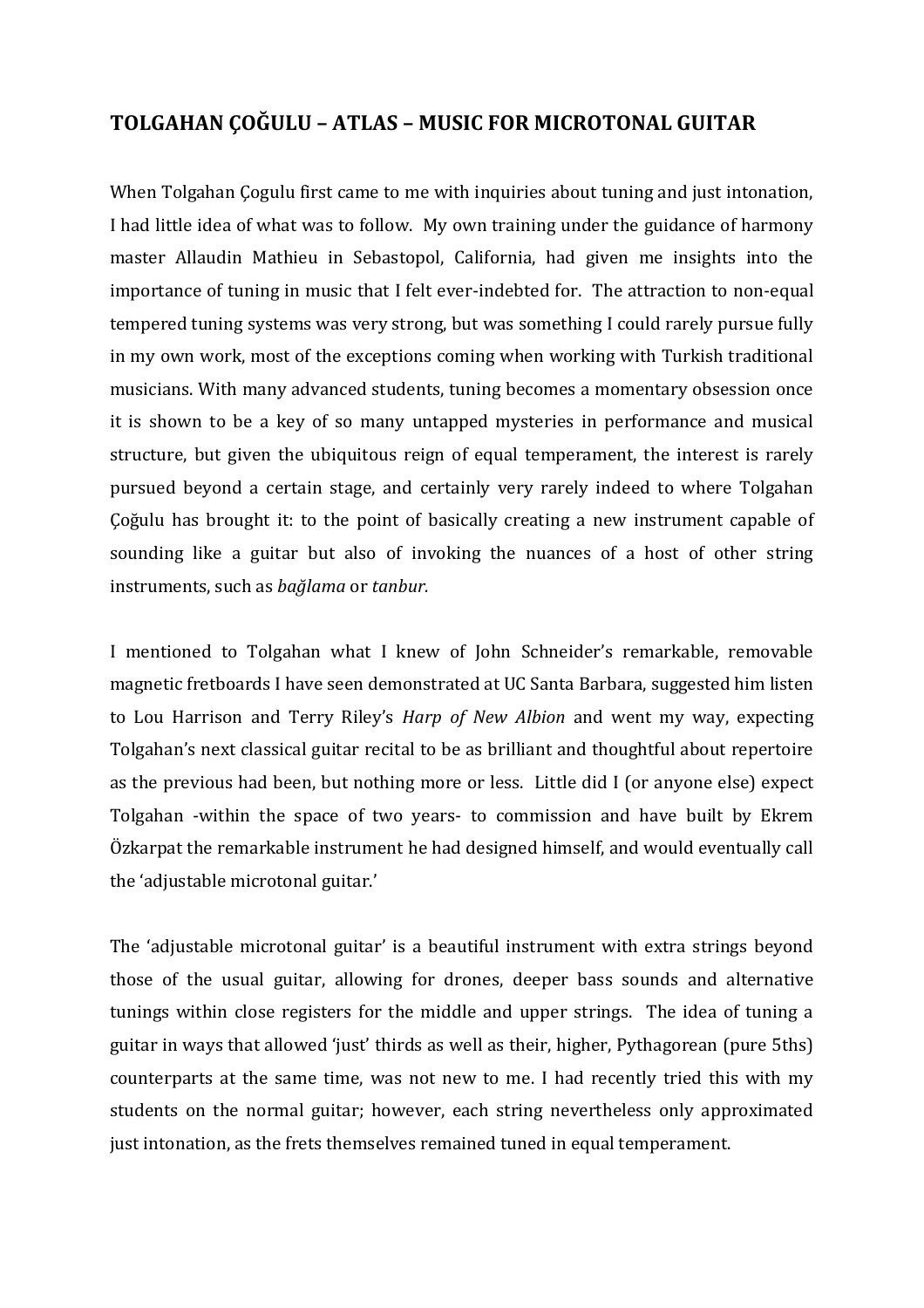# TOLGAHAN ÇOĞULU – ATLAS – MUSIC FOR MICROTONAL GUITAR

When Tolgahan Çogulu first came to me with inquiries about tuning and just intonation, I had little idea of what was to follow. My own training under the guidance of harmony master Allaudin Mathieu in Sebastopol, California, had given me insights into the importance of tuning in music that I felt ever-indebted for. The attraction to non-equal tempered tuning systems was very strong, but was something I could rarely pursue fully in my own work, most of the exceptions coming when working with Turkish traditional musicians. With many advanced students, tuning becomes a momentary obsession once it is shown to be a key of so many untapped mysteries in performance and musical structure, but given the ubiquitous reign of equal temperament, the interest is rarely pursued beyond a certain stage, and certainly very rarely indeed to where Tolgahan Çoğulu has brought it: to the point of basically creating a new instrument capable of sounding like a guitar but also of invoking the nuances of a host of other string instruments, such as *bağlama* or *tanbur.*

I mentioned to Tolgahan what I knew of John Schneider's remarkable, removable magnetic fretboards I have seen demonstrated at UC Santa Barbara, suggested him listen to Lou Harrison and Terry Riley's *Harp of New Albion* and went my way, expecting Tolgahan's next classical guitar recital to be as brilliant and thoughtful about repertoire as the previous had been, but nothing more or less. Little did I (or anyone else) expect Tolgahan -within the space of two years- to commission and have built by Ekrem Özkarpat the remarkable instrument he had designed himself, and would eventually call the 'adjustable microtonal guitar.'

The 'adjustable microtonal guitar' is a beautiful instrument with extra strings beyond those of the usual guitar, allowing for drones, deeper bass sounds and alternative tunings within close registers for the middle and upper strings. The idea of tuning a guitar in ways that allowed 'just' thirds as well as their, higher, Pythagorean (pure 5ths) counterparts at the same time, was not new to me. I had recently tried this with my students on the normal guitar; however, each string nevertheless only approximated just intonation, as the frets themselves remained tuned in equal temperament.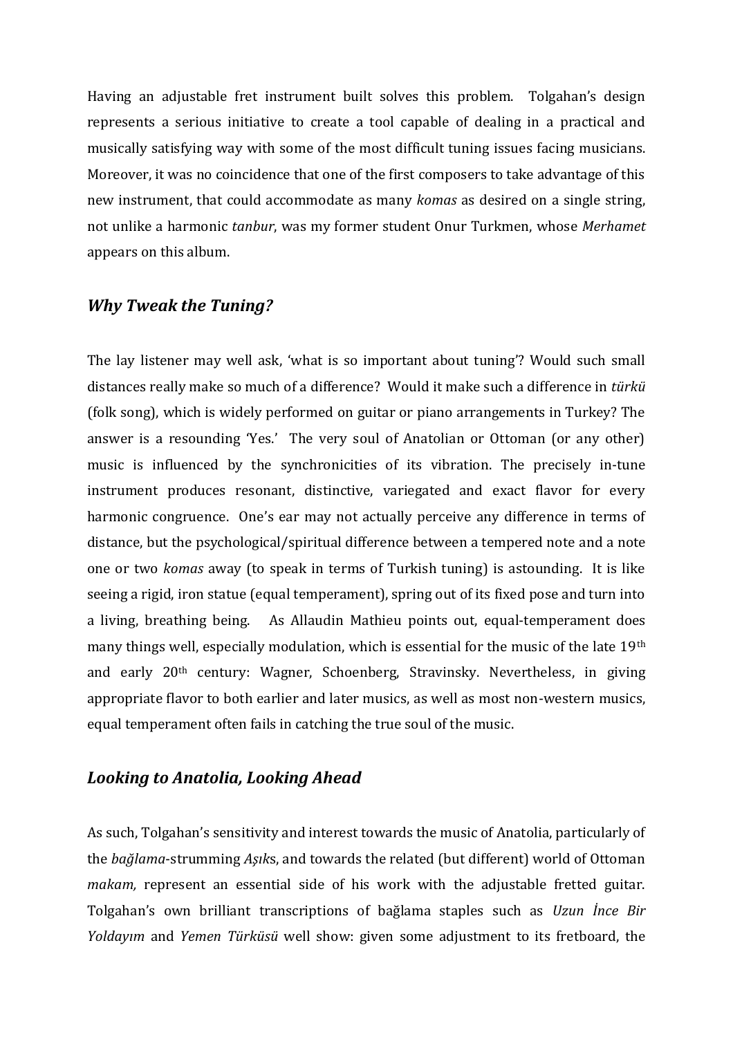Having an adjustable fret instrument built solves this problem. Tolgahan's design represents a serious initiative to create a tool capable of dealing in a practical and musically satisfying way with some of the most difficult tuning issues facing musicians. Moreover, it was no coincidence that one of the first composers to take advantage of this new instrument, that could accommodate as many *komas* as desired on a single string, not unlike a harmonic *tanbur*, was my former student Onur Turkmen, whose *Merhamet* appears on this album.

## *Why Tweak the Tuning?*

The lay listener may well ask, 'what is so important about tuning'? Would such small distances really make so much of a difference? Would it make such a difference in *türkü* (folk song), which is widely performed on guitar or piano arrangements in Turkey? The answer is a resounding 'Yes.' The very soul of Anatolian or Ottoman (or any other) music is influenced by the synchronicities of its vibration. The precisely in-tune instrument produces resonant, distinctive, variegated and exact flavor for every harmonic congruence. One's ear may not actually perceive any difference in terms of distance, but the psychological/spiritual difference between a tempered note and a note one or two *komas* away (to speak in terms of Turkish tuning) is astounding. It is like seeing a rigid, iron statue (equal temperament), spring out of its fixed pose and turn into a living, breathing being. As Allaudin Mathieu points out, equal-temperament does many things well, especially modulation, which is essential for the music of the late 19th and early 20th century: Wagner, Schoenberg, Stravinsky. Nevertheless, in giving appropriate flavor to both earlier and later musics, as well as most non-western musics, equal temperament often fails in catching the true soul of the music.

## *Looking to Anatolia, Looking Ahead*

As such, Tolgahan's sensitivity and interest towards the music of Anatolia, particularly of the *bağlama*-strumming *Aşık*s, and towards the related (but different) world of Ottoman *makam,* represent an essential side of his work with the adjustable fretted guitar. Tolgahan's own brilliant transcriptions of bağlama staples such as *Uzun İnce Bir Yoldayım* and *Yemen Türküsü* well show: given some adjustment to its fretboard, the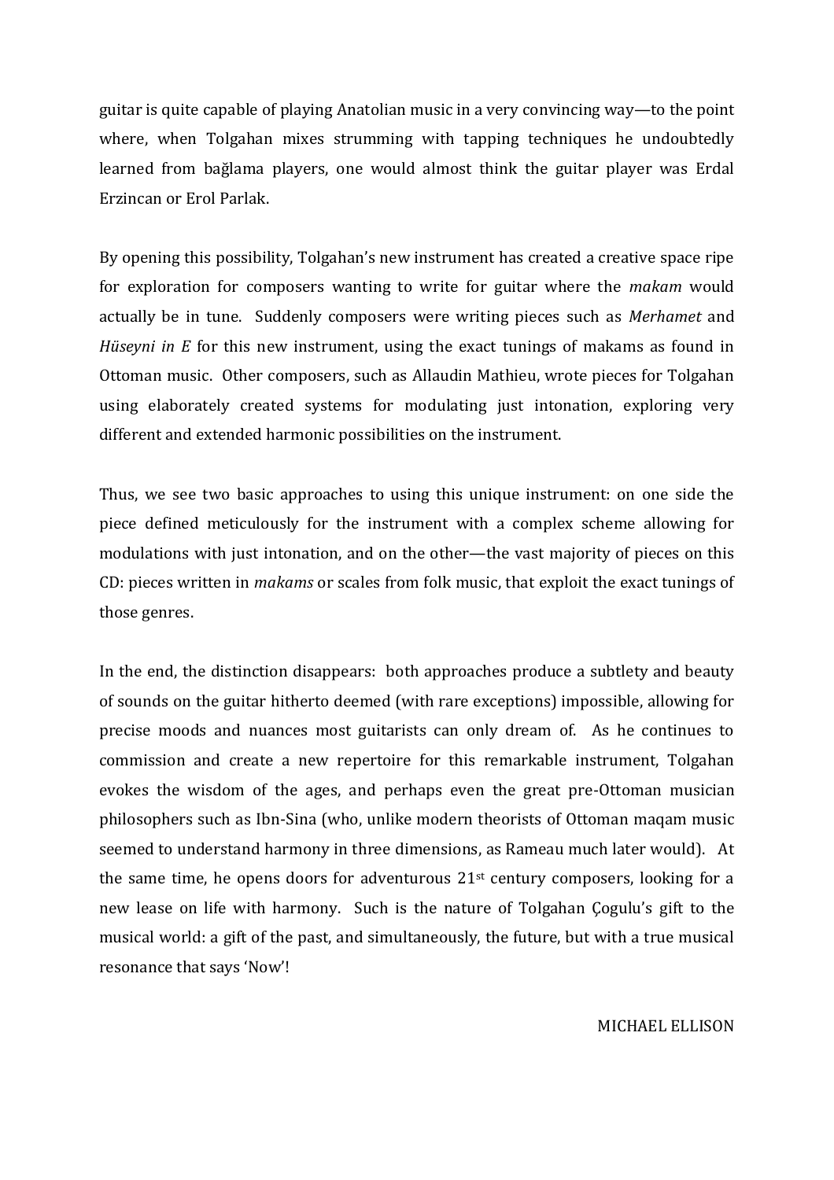guitar is quite capable of playing Anatolian music in a very convincing way—to the point where, when Tolgahan mixes strumming with tapping techniques he undoubtedly learned from bağlama players, one would almost think the guitar player was Erdal Erzincan or Erol Parlak.

By opening this possibility, Tolgahan's new instrument has created a creative space ripe for exploration for composers wanting to write for guitar where the *makam* would actually be in tune. Suddenly composers were writing pieces such as *Merhamet* and *Hüseyni in E* for this new instrument, using the exact tunings of makams as found in Ottoman music. Other composers, such as Allaudin Mathieu, wrote pieces for Tolgahan using elaborately created systems for modulating just intonation, exploring very different and extended harmonic possibilities on the instrument.

Thus, we see two basic approaches to using this unique instrument: on one side the piece defined meticulously for the instrument with a complex scheme allowing for modulations with just intonation, and on the other—the vast majority of pieces on this CD: pieces written in *makams* or scales from folk music, that exploit the exact tunings of those genres.

In the end, the distinction disappears: both approaches produce a subtlety and beauty of sounds on the guitar hitherto deemed (with rare exceptions) impossible, allowing for precise moods and nuances most guitarists can only dream of. As he continues to commission and create a new repertoire for this remarkable instrument, Tolgahan evokes the wisdom of the ages, and perhaps even the great pre-Ottoman musician philosophers such as Ibn-Sina (who, unlike modern theorists of Ottoman maqam music seemed to understand harmony in three dimensions, as Rameau much later would). At the same time, he opens doors for adventurous 21st century composers, looking for a new lease on life with harmony. Such is the nature of Tolgahan Çogulu's gift to the musical world: a gift of the past, and simultaneously, the future, but with a true musical resonance that says 'Now'!

MICHAEL ELLISON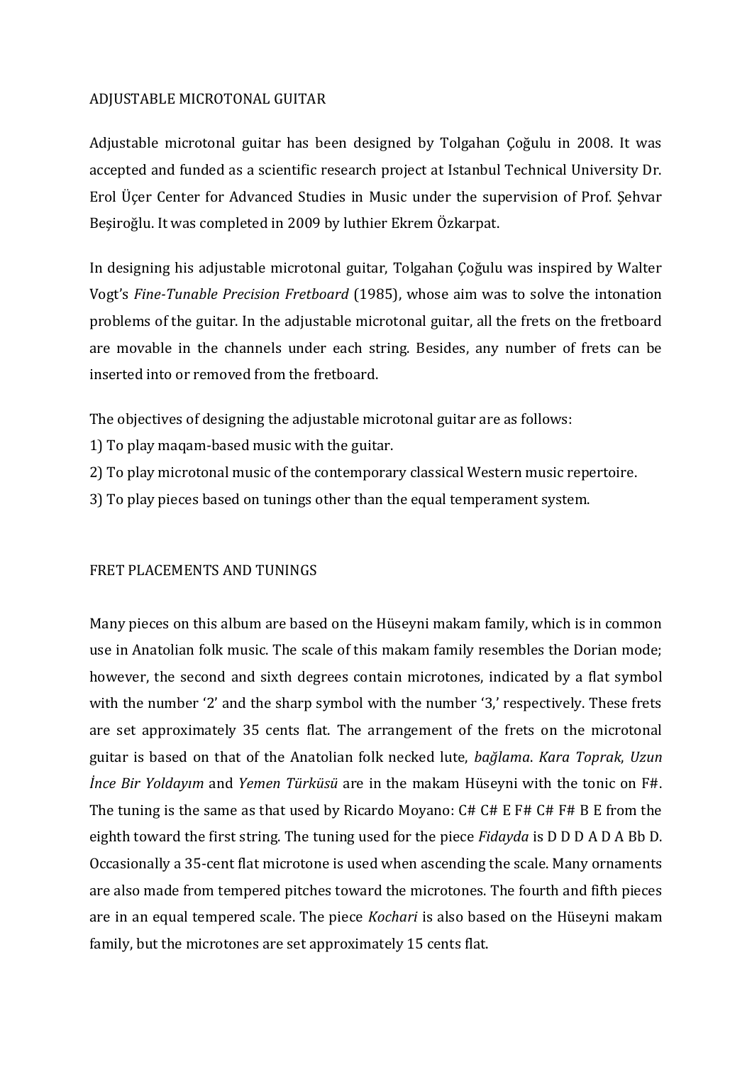## ADJUSTABLE MICROTONAL GUITAR

Adjustable microtonal guitar has been designed by Tolgahan Çoğulu in 2008. It was accepted and funded as a scientific research project at Istanbul Technical University Dr. Erol Üçer Center for Advanced Studies in Music under the supervision of Prof. Şehvar Beşiroğlu. It was completed in 2009 by luthier Ekrem Özkarpat.

In designing his adjustable microtonal guitar, Tolgahan Çoğulu was inspired by Walter Vogt's *Fine-Tunable Precision Fretboard* (1985), whose aim was to solve the intonation problems of the guitar. In the adjustable microtonal guitar, all the frets on the fretboard are movable in the channels under each string. Besides, any number of frets can be inserted into or removed from the fretboard.

The objectives of designing the adjustable microtonal guitar are as follows:

1) To play maqam-based music with the guitar.
2) To play microtonal music of the contemporary classical Western music repertoire.
3) To play pieces based on tunings other than the equal temperament system.

## FRET PLACEMENTS AND TUNINGS

Many pieces on this album are based on the Hüseyni makam family, which is in common use in Anatolian folk music. The scale of this makam family resembles the Dorian mode; however, the second and sixth degrees contain microtones, indicated by a flat symbol with the number '2' and the sharp symbol with the number '3,' respectively. These frets are set approximately 35 cents flat. The arrangement of the frets on the microtonal guitar is based on that of the Anatolian folk necked lute, *bağlama*. *Kara Toprak*, *Uzun İnce Bir Yoldayım* and *Yemen Türküsü* are in the makam Hüseyni with the tonic on F#. The tuning is the same as that used by Ricardo Moyano: C# C# E F# C# F# B E from the eighth toward the first string. The tuning used for the piece *Fidayda* is D D D A D A Bb D. Occasionally a 35-cent flat microtone is used when ascending the scale. Many ornaments are also made from tempered pitches toward the microtones. The fourth and fifth pieces are in an equal tempered scale. The piece *Kochari* is also based on the Hüseyni makam family, but the microtones are set approximately 15 cents flat.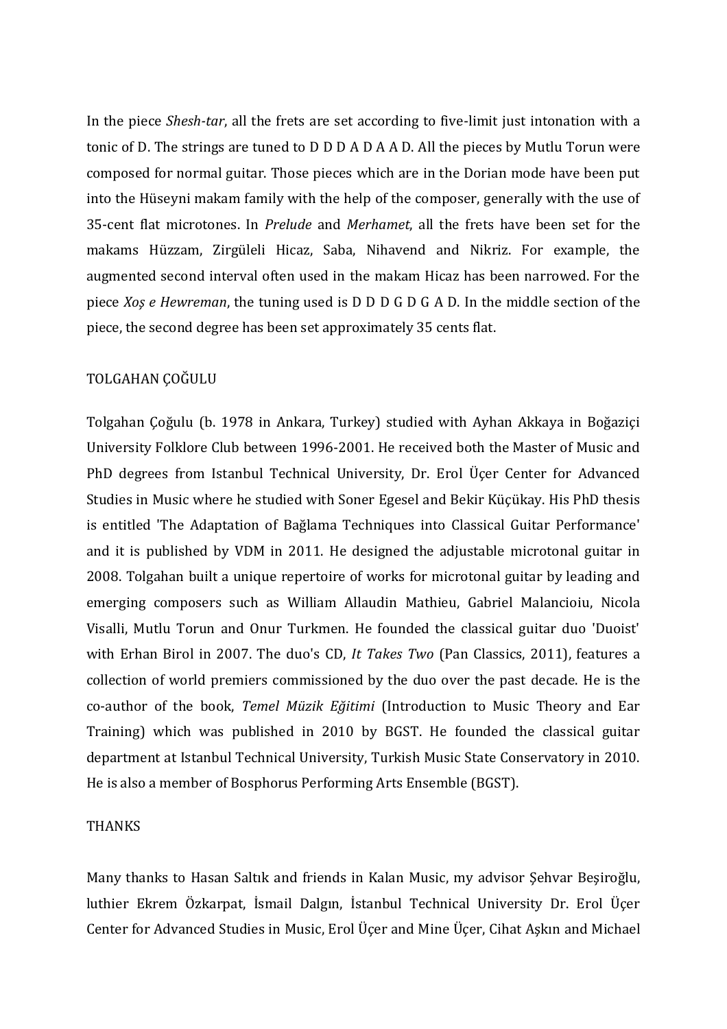In the piece *Shesh-tar*, all the frets are set according to five-limit just intonation with a tonic of D. The strings are tuned to D D D A D A A D. All the pieces by Mutlu Torun were composed for normal guitar. Those pieces which are in the Dorian mode have been put into the Hüseyni makam family with the help of the composer, generally with the use of 35-cent flat microtones. In *Prelude* and *Merhamet*, all the frets have been set for the makams Hüzzam, Zirgüleli Hicaz, Saba, Nihavend and Nikriz. For example, the augmented second interval often used in the makam Hicaz has been narrowed. For the piece *Xoş e Hewreman*, the tuning used is D D D G D G A D. In the middle section of the piece, the second degree has been set approximately 35 cents flat.

## TOLGAHAN ÇOĞULU

Tolgahan Çoğulu (b. 1978 in Ankara, Turkey) studied with Ayhan Akkaya in Boğaziçi University Folklore Club between 1996-2001. He received both the Master of Music and PhD degrees from Istanbul Technical University, Dr. Erol Üçer Center for Advanced Studies in Music where he studied with Soner Egesel and Bekir Küçükay. His PhD thesis is entitled 'The Adaptation of Bağlama Techniques into Classical Guitar Performance' and it is published by VDM in 2011. He designed the adjustable microtonal guitar in 2008. Tolgahan built a unique repertoire of works for microtonal guitar by leading and emerging composers such as William Allaudin Mathieu, Gabriel Malancioiu, Nicola Visalli, Mutlu Torun and Onur Turkmen. He founded the classical guitar duo 'Duoist' with Erhan Birol in 2007. The duo's CD, *It Takes Two* (Pan Classics, 2011), features a collection of world premiers commissioned by the duo over the past decade. He is the co-author of the book, *Temel Müzik Eğitimi* (Introduction to Music Theory and Ear Training) which was published in 2010 by BGST. He founded the classical guitar department at Istanbul Technical University, Turkish Music State Conservatory in 2010. He is also a member of Bosphorus Performing Arts Ensemble (BGST).

## THANKS

Many thanks to Hasan Saltık and friends in Kalan Music, my advisor Şehvar Beşiroğlu, luthier Ekrem Özkarpat, İsmail Dalgın, İstanbul Technical University Dr. Erol Üçer Center for Advanced Studies in Music, Erol Üçer and Mine Üçer, Cihat Aşkın and Michael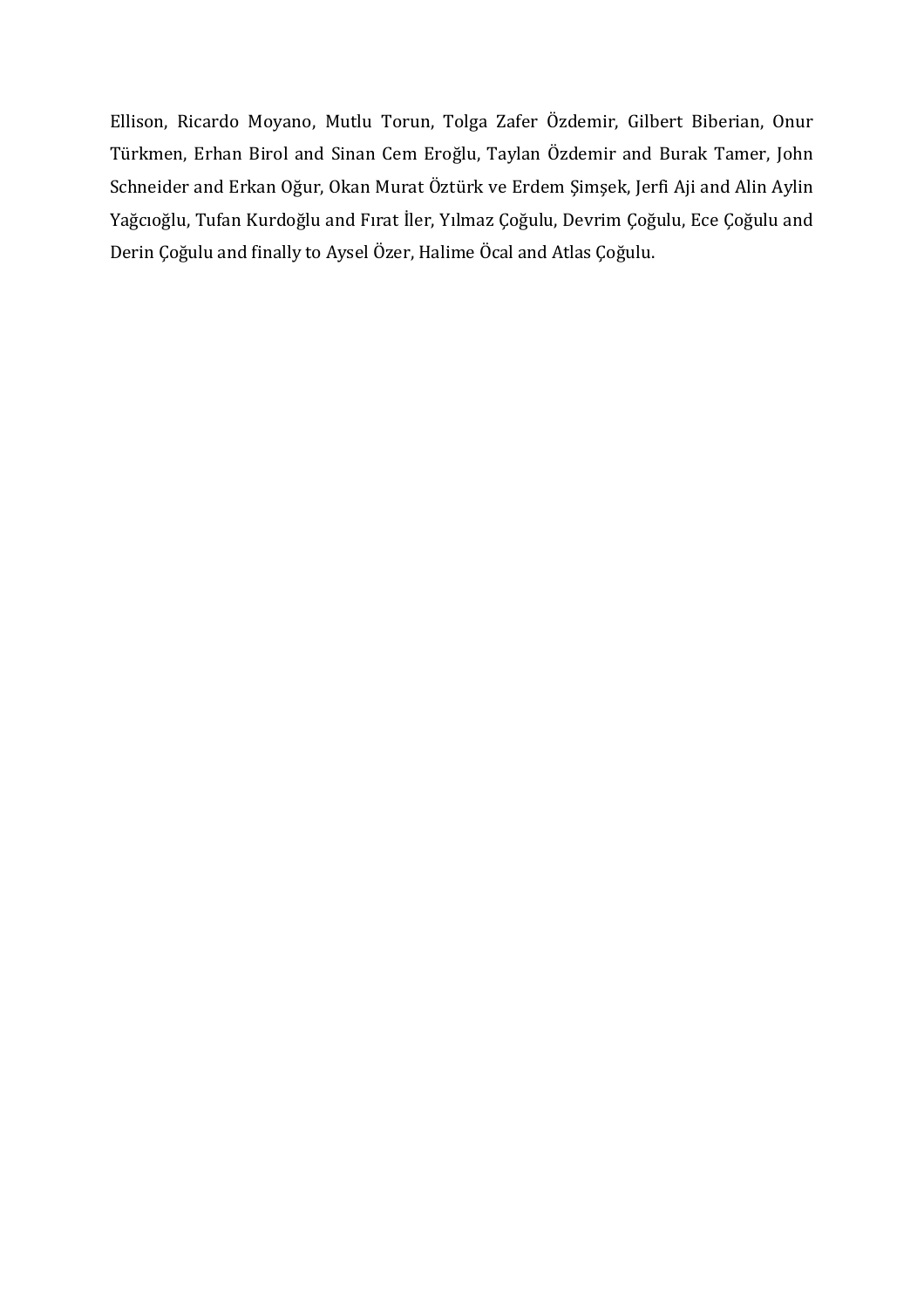Ellison, Ricardo Moyano, Mutlu Torun, Tolga Zafer Özdemir, Gilbert Biberian, Onur Türkmen, Erhan Birol and Sinan Cem Eroğlu, Taylan Özdemir and Burak Tamer, John Schneider and Erkan Oğur, Okan Murat Öztürk ve Erdem Şimşek, Jerfi Aji and Alin Aylin Yağcıoğlu, Tufan Kurdoğlu and Fırat İler, Yılmaz Çoğulu, Devrim Çoğulu, Ece Çoğulu and Derin Çoğulu and finally to Aysel Özer, Halime Öcal and Atlas Çoğulu.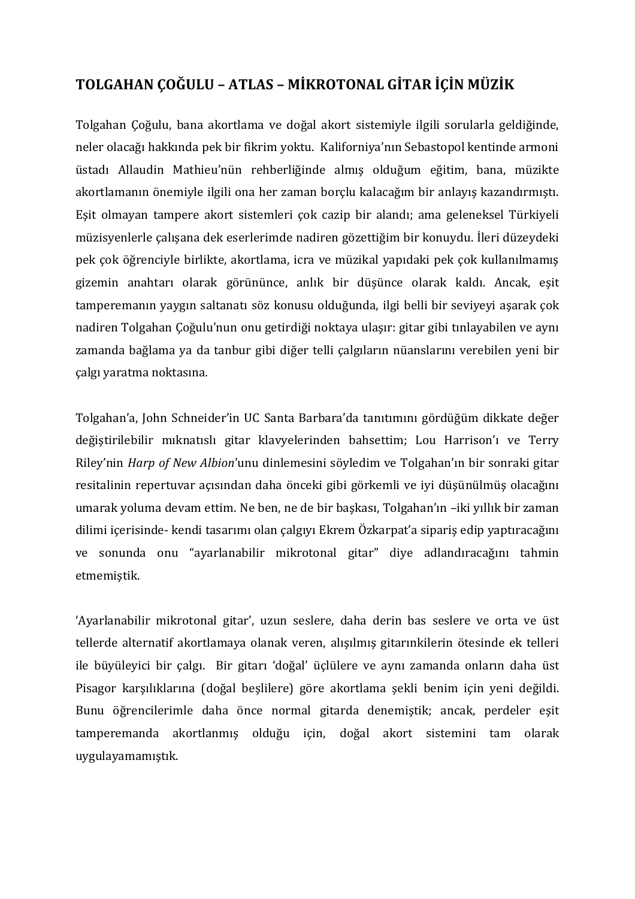# TOLGAHAN ÇOĞULU – ATLAS – MİKROTONAL GİTAR İÇİN MÜZİK

Tolgahan Çoğulu, bana akortlama ve doğal akort sistemiyle ilgili sorularla geldiğinde, neler olacağı hakkında pek bir fikrim yoktu. Kaliforniya'nın Sebastopol kentinde armoni üstadı Allaudin Mathieu'nün rehberliğinde almış olduğum eğitim, bana, müzikte akortlamanın önemiyle ilgili ona her zaman borçlu kalacağım bir anlayış kazandırmıştı. Eşit olmayan tampere akort sistemleri çok cazip bir alandı; ama geleneksel Türkiyeli müzisyenlerle çalışana dek eserlerimde nadiren gözettiğim bir konuydu. İleri düzeydeki pek çok öğrenciyle birlikte, akortlama, icra ve müzikal yapıdaki pek çok kullanılmamış gizemin anahtarı olarak görününce, anlık bir düşünce olarak kaldı. Ancak, eşit tamperemanın yaygın saltanatı söz konusu olduğunda, ilgi belli bir seviyeyi aşarak çok nadiren Tolgahan Çoğulu'nun onu getirdiği noktaya ulaşır: gitar gibi tınlayabilen ve aynı zamanda bağlama ya da tanbur gibi diğer telli çalgıların nüanslarını verebilen yeni bir çalgı yaratma noktasına.

Tolgahan'a, John Schneider'in UC Santa Barbara'da tanıtımını gördüğüm dikkate değer değiştirilebilir mıknatıslı gitar klavyelerinden bahsettim; Lou Harrison'ı ve Terry Riley'nin *Harp of New Albion*'unu dinlemesini söyledim ve Tolgahan'ın bir sonraki gitar resitalinin repertuvar açısından daha önceki gibi görkemli ve iyi düşünülmüş olacağını umarak yoluma devam ettim. Ne ben, ne de bir başkası, Tolgahan'ın –iki yıllık bir zaman dilimi içerisinde- kendi tasarımı olan çalgıyı Ekrem Özkarpat'a sipariş edip yaptıracağını ve sonunda onu "ayarlanabilir mikrotonal gitar" diye adlandıracağını tahmin etmemiştik.

'Ayarlanabilir mikrotonal gitar', uzun seslere, daha derin bas seslere ve orta ve üst tellerde alternatif akortlamaya olanak veren, alışılmış gitarınkilerin ötesinde ek telleri ile büyüleyici bir çalgı. Bir gitarı 'doğal' üçlülere ve aynı zamanda onların daha üst Pisagor karşılıklarına (doğal beşlilere) göre akortlama şekli benim için yeni değildi. Bunu öğrencilerimle daha önce normal gitarda denemiştik; ancak, perdeler eşit tamperemanda akortlanmış olduğu için, doğal akort sistemini tam olarak uygulayamamıştık.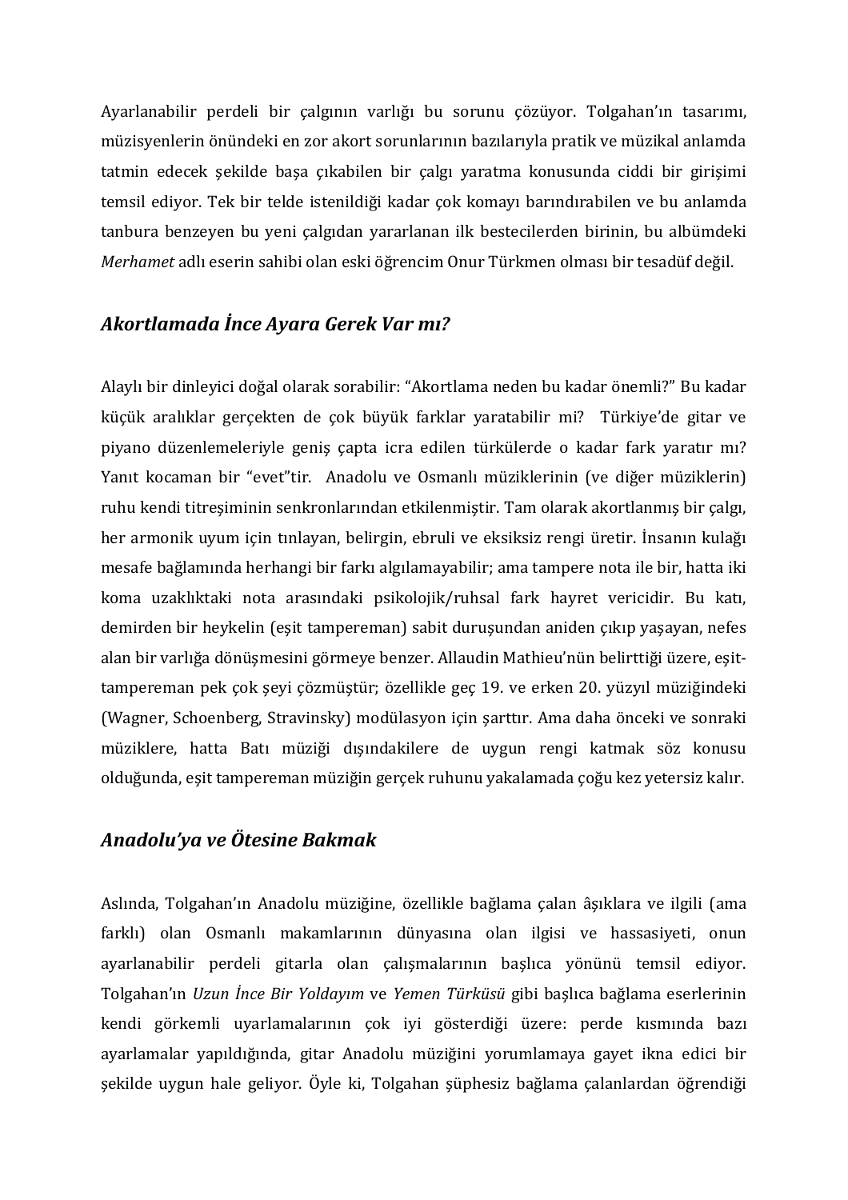Ayarlanabilir perdeli bir çalgının varlığı bu sorunu çözüyor. Tolgahan'ın tasarımı, müzisyenlerin önündeki en zor akort sorunlarının bazılarıyla pratik ve müzikal anlamda tatmin edecek şekilde başa çıkabilen bir çalgı yaratma konusunda ciddi bir girişimi temsil ediyor. Tek bir telde istenildiği kadar çok komayı barındırabilen ve bu anlamda tanbura benzeyen bu yeni çalgıdan yararlanan ilk bestecilerden birinin, bu albümdeki *Merhamet* adlı eserin sahibi olan eski öğrencim Onur Türkmen olması bir tesadüf değil.

## *Akortlamada İnce Ayara Gerek Var mı?*

Alaylı bir dinleyici doğal olarak sorabilir: "Akortlama neden bu kadar önemli?" Bu kadar küçük aralıklar gerçekten de çok büyük farklar yaratabilir mi? Türkiye'de gitar ve piyano düzenlemeleriyle geniş çapta icra edilen türkülerde o kadar fark yaratır mı? Yanıt kocaman bir "evet"tir. Anadolu ve Osmanlı müziklerinin (ve diğer müziklerin) ruhu kendi titreşiminin senkronlarından etkilenmiştir. Tam olarak akortlanmış bir çalgı, her armonik uyum için tınlayan, belirgin, ebruli ve eksiksiz rengi üretir. İnsanın kulağı mesafe bağlamında herhangi bir farkı algılamayabilir; ama tampere nota ile bir, hatta iki koma uzaklıktaki nota arasındaki psikolojik/ruhsal fark hayret vericidir. Bu katı, demirden bir heykelin (eşit tampereman) sabit duruşundan aniden çıkıp yaşayan, nefes alan bir varlığa dönüşmesini görmeye benzer. Allaudin Mathieu'nün belirttiği üzere, eşit-tampereman pek çok şeyi çözmüştür; özellikle geç 19. ve erken 20. yüzyıl müziğindeki (Wagner, Schoenberg, Stravinsky) modülasyon için şarttır. Ama daha önceki ve sonraki müziklere, hatta Batı müziği dışındakilere de uygun rengi katmak söz konusu olduğunda, eşit tampereman müziğin gerçek ruhunu yakalamada çoğu kez yetersiz kalır.

## *Anadolu'ya ve Ötesine Bakmak*

Aslında, Tolgahan'ın Anadolu müziğine, özellikle bağlama çalan âşıklara ve ilgili (ama farklı) olan Osmanlı makamlarının dünyasına olan ilgisi ve hassasiyeti, onun ayarlanabilir perdeli gitarla olan çalışmalarının başlıca yönünü temsil ediyor. Tolgahan'ın *Uzun İnce Bir Yoldayım* ve *Yemen Türküsü* gibi başlıca bağlama eserlerinin kendi görkemli uyarlamalarının çok iyi gösterdiği üzere: perde kısmında bazı ayarlamalar yapıldığında, gitar Anadolu müziğini yorumlamaya gayet ikna edici bir şekilde uygun hale geliyor. Öyle ki, Tolgahan şüphesiz bağlama çalanlardan öğrendiği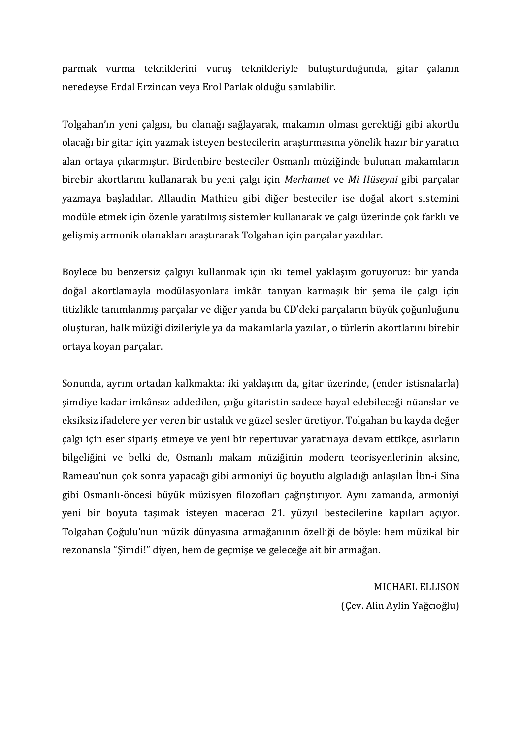parmak vurma tekniklerini vuruş teknikleriyle buluşturduğunda, gitar çalanın neredeyse Erdal Erzincan veya Erol Parlak olduğu sanılabilir.

Tolgahan'ın yeni çalgısı, bu olanağı sağlayarak, makamın olması gerektiği gibi akortlu olacağı bir gitar için yazmak isteyen bestecilerin araştırmasına yönelik hazır bir yaratıcı alan ortaya çıkarmıştır. Birdenbire besteciler Osmanlı müziğinde bulunan makamların birebir akortlarını kullanarak bu yeni çalgı için *Merhamet* ve *Mi Hüseyni* gibi parçalar yazmaya başladılar. Allaudin Mathieu gibi diğer besteciler ise doğal akort sistemini modüle etmek için özenle yaratılmış sistemler kullanarak ve çalgı üzerinde çok farklı ve gelişmiş armonik olanakları araştırarak Tolgahan için parçalar yazdılar.

Böylece bu benzersiz çalgıyı kullanmak için iki temel yaklaşım görüyoruz: bir yanda doğal akortlamayla modülasyonlara imkân tanıyan karmaşık bir şema ile çalgı için titizlikle tanımlanmış parçalar ve diğer yanda bu CD'deki parçaların büyük çoğunluğunu oluşturan, halk müziği dizileriyle ya da makamlarla yazılan, o türlerin akortlarını birebir ortaya koyan parçalar.

Sonunda, ayrım ortadan kalkmakta: iki yaklaşım da, gitar üzerinde, (ender istisnalarla) şimdiye kadar imkânsız addedilen, çoğu gitaristin sadece hayal edebileceği nüanslar ve eksiksiz ifadelere yer veren bir ustalık ve güzel sesler üretiyor. Tolgahan bu kayda değer çalgı için eser sipariş etmeye ve yeni bir repertuvar yaratmaya devam ettikçe, asırların bilgeliğini ve belki de, Osmanlı makam müziğinin modern teorisyenlerinin aksine, Rameau'nun çok sonra yapacağı gibi armoniyi üç boyutlu algıladığı anlaşılan İbn-i Sina gibi Osmanlı-öncesi büyük müzisyen filozofları çağrıştırıyor. Aynı zamanda, armoniyi yeni bir boyuta taşımak isteyen maceracı 21. yüzyıl bestecilerine kapıları açıyor. Tolgahan Çoğulu'nun müzik dünyasına armağanının özelliği de böyle: hem müzikal bir rezonansla "Şimdi!" diyen, hem de geçmişe ve geleceğe ait bir armağan.

MICHAEL ELLISON
(Çev. Alin Aylin Yağcıoğlu)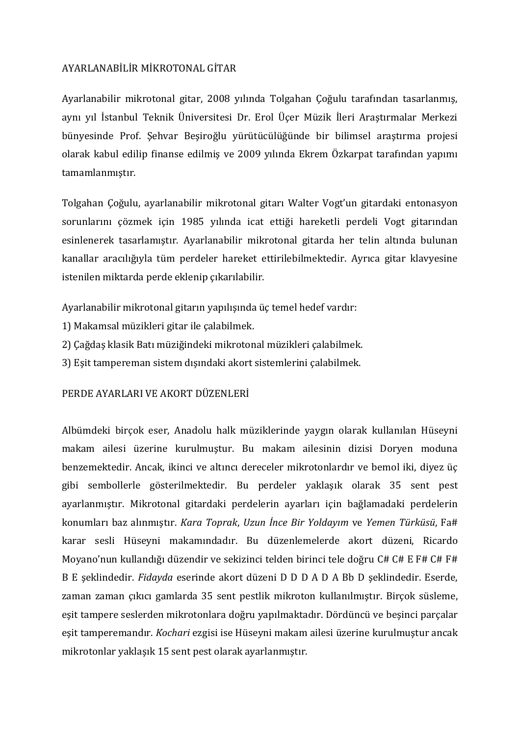## AYARLANABİLİR MİKROTONAL GİTAR

Ayarlanabilir mikrotonal gitar, 2008 yılında Tolgahan Çoğulu tarafından tasarlanmış, aynı yıl İstanbul Teknik Üniversitesi Dr. Erol Üçer Müzik İleri Araştırmalar Merkezi bünyesinde Prof. Şehvar Beşiroğlu yürütücülüğünde bir bilimsel araştırma projesi olarak kabul edilip finanse edilmiş ve 2009 yılında Ekrem Özkarpat tarafından yapımı tamamlanmıştır.

Tolgahan Çoğulu, ayarlanabilir mikrotonal gitarı Walter Vogt'un gitardaki entonasyon sorunlarını çözmek için 1985 yılında icat ettiği hareketli perdeli Vogt gitarından esinlenerek tasarlamıştır. Ayarlanabilir mikrotonal gitarda her telin altında bulunan kanallar aracılığıyla tüm perdeler hareket ettirilebilmektedir. Ayrıca gitar klavyesine istenilen miktarda perde eklenip çıkarılabilir.

Ayarlanabilir mikrotonal gitarın yapılışında üç temel hedef vardır:

1) Makamsal müzikleri gitar ile çalabilmek.
2) Çağdaş klasik Batı müziğindeki mikrotonal müzikleri çalabilmek.
3) Eşit tampereman sistem dışındaki akort sistemlerini çalabilmek.

## PERDE AYARLARI VE AKORT DÜZENLERİ

Albümdeki birçok eser, Anadolu halk müziklerinde yaygın olarak kullanılan Hüseyni makam ailesi üzerine kurulmuştur. Bu makam ailesinin dizisi Doryen moduna benzemektedir. Ancak, ikinci ve altıncı dereceler mikrotonlardır ve bemol iki, diyez üç gibi sembollerle gösterilmektedir. Bu perdeler yaklaşık olarak 35 sent pest ayarlanmıştır. Mikrotonal gitardaki perdelerin ayarları için bağlamadaki perdelerin konumları baz alınmıştır. *Kara Toprak*, *Uzun İnce Bir Yoldayım* ve *Yemen Türküsü*, Fa# karar sesli Hüseyni makamındadır. Bu düzenlemelerde akort düzeni, Ricardo Moyano'nun kullandığı düzendir ve sekizinci telden birinci tele doğru C# C# E F# C# F# B E şeklindedir. *Fidayda* eserinde akort düzeni D D D A D A Bb D şeklindedir. Eserde, zaman zaman çıkıcı gamlarda 35 sent pestlik mikroton kullanılmıştır. Birçok süsleme, eşit tampere seslerden mikrotonlara doğru yapılmaktadır. Dördüncü ve beşinci parçalar eşit tamperemandır. *Kochari* ezgisi ise Hüseyni makam ailesi üzerine kurulmuştur ancak mikrotonlar yaklaşık 15 sent pest olarak ayarlanmıştır.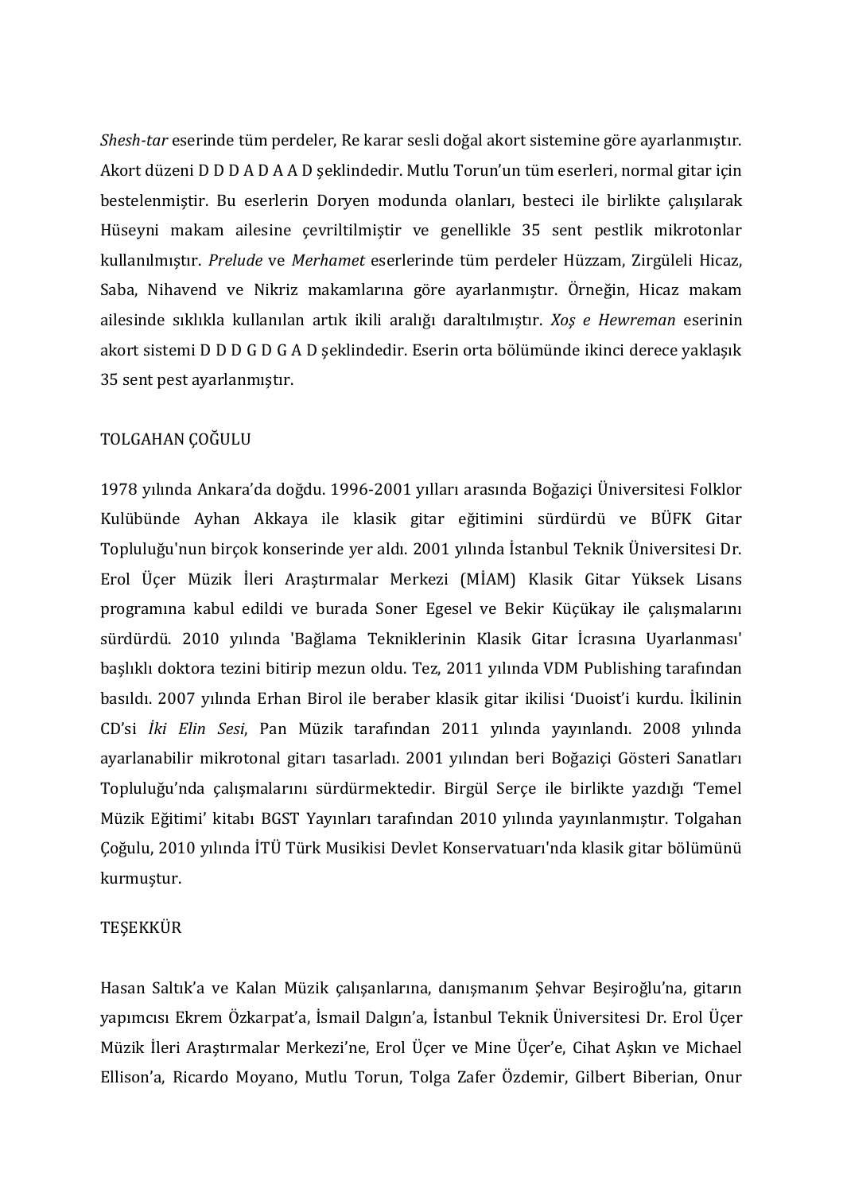*Shesh-tar* eserinde tüm perdeler, Re karar sesli doğal akort sistemine göre ayarlanmıştır. Akort düzeni D D D A D A A D şeklindedir. Mutlu Torun'un tüm eserleri, normal gitar için bestelenmiştir. Bu eserlerin Doryen modunda olanları, besteci ile birlikte çalışılarak Hüseyni makam ailesine çevriltilmiştir ve genellikle 35 sent pestlik mikrotonlar kullanılmıştır. *Prelude* ve *Merhamet* eserlerinde tüm perdeler Hüzzam, Zirgüleli Hicaz, Saba, Nihavend ve Nikriz makamlarına göre ayarlanmıştır. Örneğin, Hicaz makam ailesinde sıklıkla kullanılan artık ikili aralığı daraltılmıştır. *Xoş e Hewreman* eserinin akort sistemi D D D G D G A D şeklindedir. Eserin orta bölümünde ikinci derece yaklaşık 35 sent pest ayarlanmıştır.

## TOLGAHAN ÇOĞULU

1978 yılında Ankara'da doğdu. 1996-2001 yılları arasında Boğaziçi Üniversitesi Folklor Kulübünde Ayhan Akkaya ile klasik gitar eğitimini sürdürdü ve BÜFK Gitar Topluluğu'nun birçok konserinde yer aldı. 2001 yılında İstanbul Teknik Üniversitesi Dr. Erol Üçer Müzik İleri Araştırmalar Merkezi (MİAM) Klasik Gitar Yüksek Lisans programına kabul edildi ve burada Soner Egesel ve Bekir Küçükay ile çalışmalarını sürdürdü. 2010 yılında 'Bağlama Tekniklerinin Klasik Gitar İcrasına Uyarlanması' başlıklı doktora tezini bitirip mezun oldu. Tez, 2011 yılında VDM Publishing tarafından basıldı. 2007 yılında Erhan Birol ile beraber klasik gitar ikilisi 'Duoist'i kurdu. İkilinin CD'si *İki Elin Sesi*, Pan Müzik tarafından 2011 yılında yayınlandı. 2008 yılında ayarlanabilir mikrotonal gitarı tasarladı. 2001 yılından beri Boğaziçi Gösteri Sanatları Topluluğu'nda çalışmalarını sürdürmektedir. Birgül Serçe ile birlikte yazdığı 'Temel Müzik Eğitimi' kitabı BGST Yayınları tarafından 2010 yılında yayınlanmıştır. Tolgahan Çoğulu, 2010 yılında İTÜ Türk Musikisi Devlet Konservatuarı'nda klasik gitar bölümünü kurmuştur.

## TEŞEKKÜR

Hasan Saltık'a ve Kalan Müzik çalışanlarına, danışmanım Şehvar Beşiroğlu'na, gitarın yapımcısı Ekrem Özkarpat'a, İsmail Dalgın'a, İstanbul Teknik Üniversitesi Dr. Erol Üçer Müzik İleri Araştırmalar Merkezi'ne, Erol Üçer ve Mine Üçer'e, Cihat Aşkın ve Michael Ellison'a, Ricardo Moyano, Mutlu Torun, Tolga Zafer Özdemir, Gilbert Biberian, Onur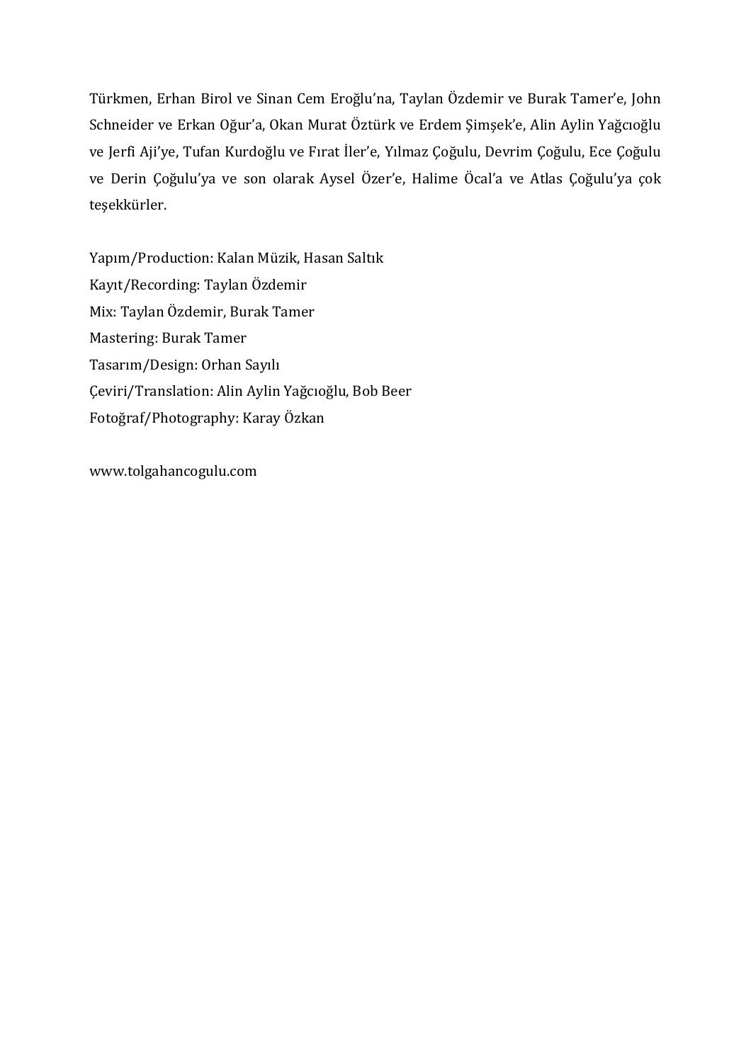Türkmen, Erhan Birol ve Sinan Cem Eroğlu'na, Taylan Özdemir ve Burak Tamer'e, John Schneider ve Erkan Oğur'a, Okan Murat Öztürk ve Erdem Şimşek'e, Alin Aylin Yağcıoğlu ve Jerfi Aji'ye, Tufan Kurdoğlu ve Fırat İler'e, Yılmaz Çoğulu, Devrim Çoğulu, Ece Çoğulu ve Derin Çoğulu'ya ve son olarak Aysel Özer'e, Halime Öcal'a ve Atlas Çoğulu'ya çok teşekkürler.

Yapım/Production: Kalan Müzik, Hasan Saltık
Kayıt/Recording: Taylan Özdemir
Mix: Taylan Özdemir, Burak Tamer
Mastering: Burak Tamer
Tasarım/Design: Orhan Sayılı
Çeviri/Translation: Alin Aylin Yağcıoğlu, Bob Beer
Fotoğraf/Photography: Karay Özkan

www.tolgahancogulu.com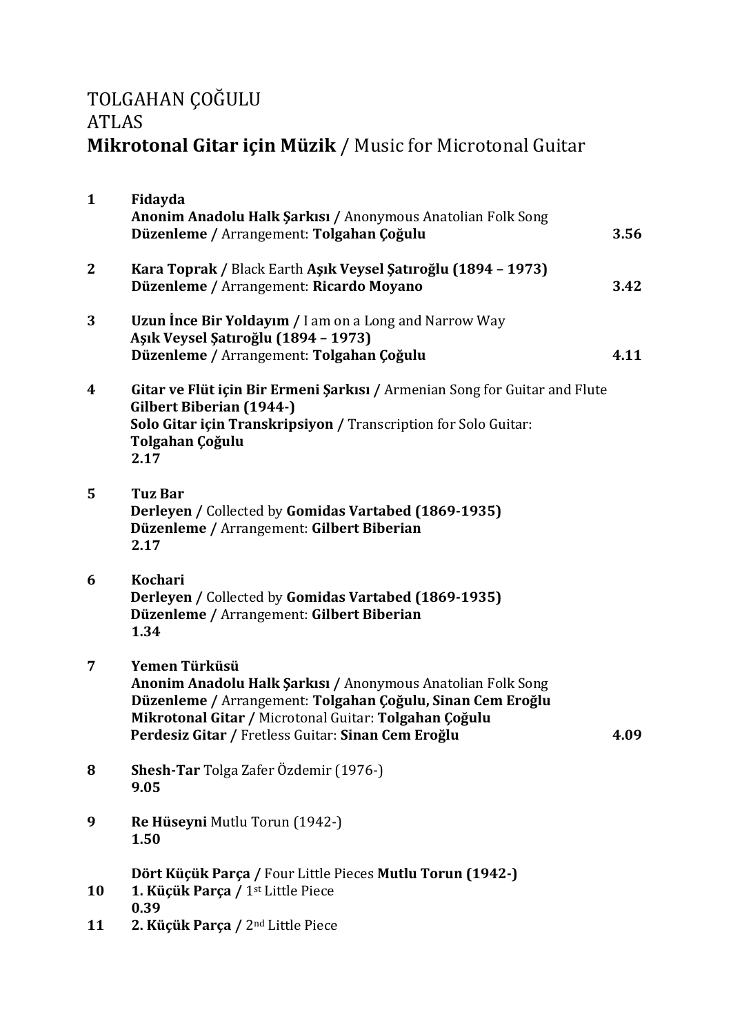# TOLGAHAN ÇOĞULU
# ATLAS
## **Mikrotonal Gitar için Müzik** / Music for Microtonal Guitar

**1** **Fidayda**
**Anonim Anadolu Halk Şarkısı /** Anonymous Anatolian Folk Song
**Düzenleme /** Arrangement: **Tolgahan Çoğulu** — **3.56**

**2** **Kara Toprak /** Black Earth **Aşık Veysel Şatıroğlu (1894 – 1973)**
**Düzenleme /** Arrangement: **Ricardo Moyano** — **3.42**

**3** **Uzun İnce Bir Yoldayım /** I am on a Long and Narrow Way
**Aşık Veysel Şatıroğlu (1894 – 1973)**
**Düzenleme /** Arrangement: **Tolgahan Çoğulu** — **4.11**

**4** **Gitar ve Flüt için Bir Ermeni Şarkısı /** Armenian Song for Guitar and Flute
**Gilbert Biberian (1944-)**
**Solo Gitar için Transkripsiyon /** Transcription for Solo Guitar:
**Tolgahan Çoğulu**
**2.17**

**5** **Tuz Bar**
**Derleyen /** Collected by **Gomidas Vartabed (1869-1935)**
**Düzenleme /** Arrangement: **Gilbert Biberian**
**2.17**

**6** **Kochari**
**Derleyen /** Collected by **Gomidas Vartabed (1869-1935)**
**Düzenleme /** Arrangement: **Gilbert Biberian**
**1.34**

**7** **Yemen Türküsü**
**Anonim Anadolu Halk Şarkısı /** Anonymous Anatolian Folk Song
**Düzenleme /** Arrangement: **Tolgahan Çoğulu, Sinan Cem Eroğlu**
**Mikrotonal Gitar /** Microtonal Guitar: **Tolgahan Çoğulu**
**Perdesiz Gitar /** Fretless Guitar: **Sinan Cem Eroğlu** — **4.09**

**8** **Shesh-Tar** Tolga Zafer Özdemir (1976-)
**9.05**

**9** **Re Hüseyni** Mutlu Torun (1942-)
**1.50**

**Dört Küçük Parça /** Four Little Pieces **Mutlu Torun (1942-)**

**10** **1. Küçük Parça /** 1st Little Piece
**0.39**

**11** **2. Küçük Parça /** 2nd Little Piece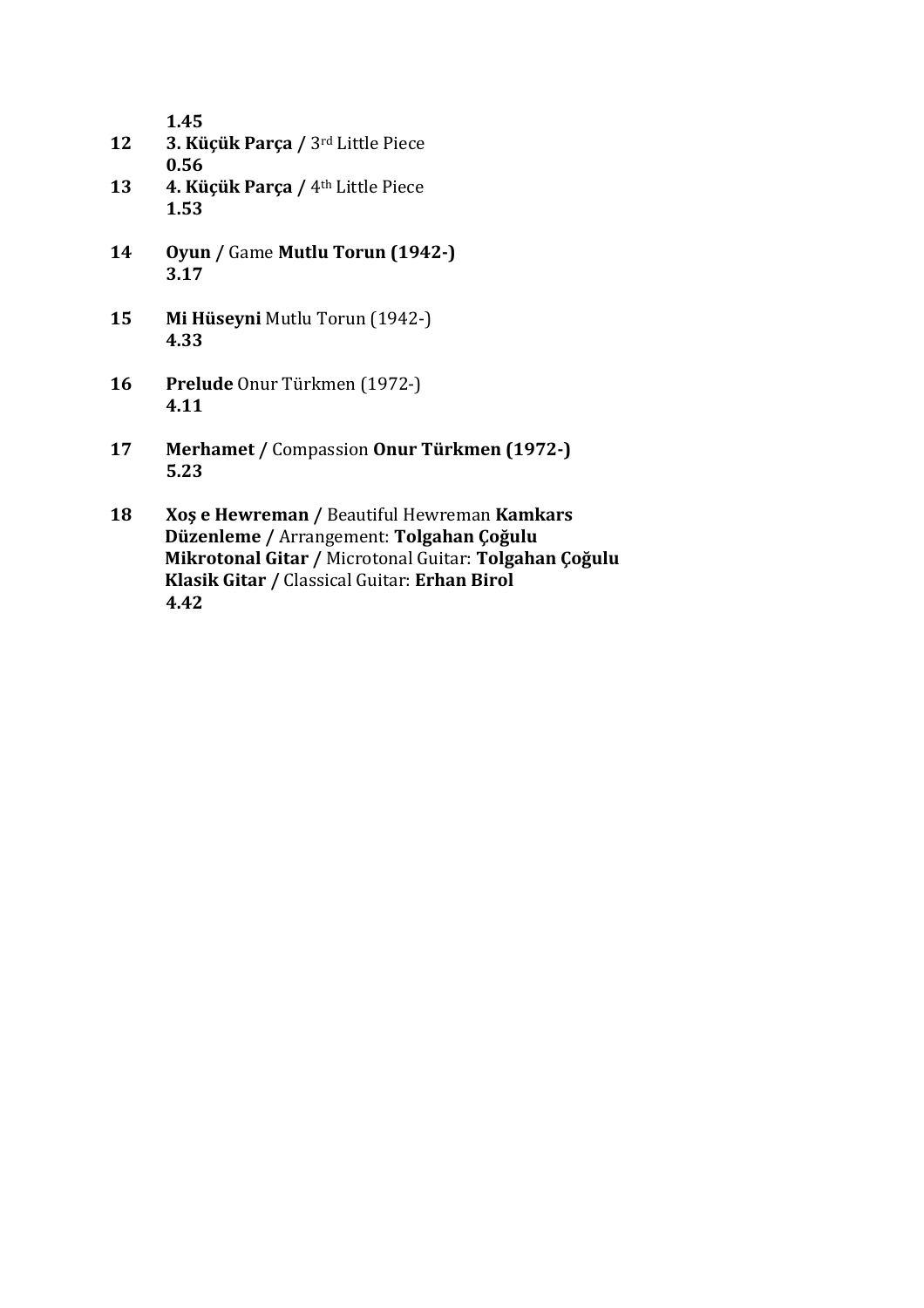**1.45**

**12** **3. Küçük Parça /** 3rd Little Piece
**0.56**

**13** **4. Küçük Parça /** 4th Little Piece
**1.53**

**14** **Oyun /** Game **Mutlu Torun (1942-)**
**3.17**

**15** **Mi Hüseyni** Mutlu Torun (1942-)
**4.33**

**16** **Prelude** Onur Türkmen (1972-)
**4.11**

**17** **Merhamet /** Compassion **Onur Türkmen (1972-)**
**5.23**

**18** **Xoş e Hewreman /** Beautiful Hewreman **Kamkars**
**Düzenleme /** Arrangement: **Tolgahan Çoğulu**
**Mikrotonal Gitar /** Microtonal Guitar: **Tolgahan Çoğulu**
**Klasik Gitar /** Classical Guitar: **Erhan Birol**
**4.42**